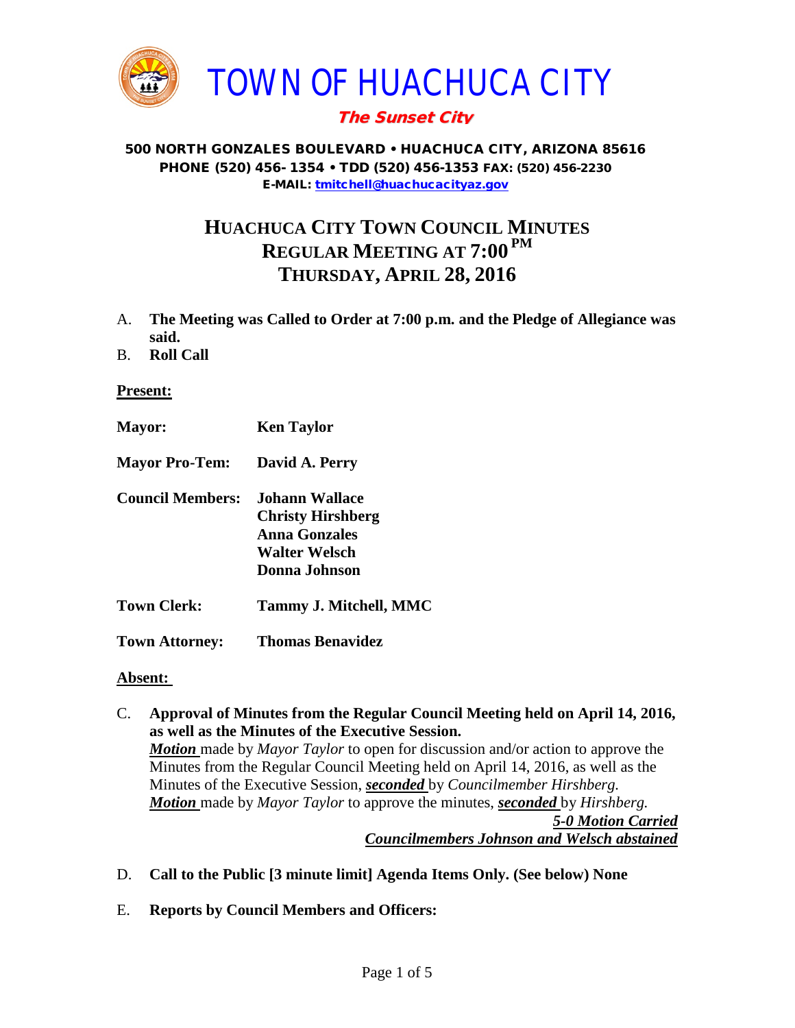# TOWN OF HUACHUCA CITY

***The Sunset City***

**500 NORTH GONZALES BOULEVARD • HUACHUCA CITY, ARIZONA 85616**
**PHONE (520) 456- 1354 • TDD (520) 456-1353 FAX: (520) 456-2230**
**E-MAIL: tmitchell@huachucacityaz.gov**

## HUACHUCA CITY TOWN COUNCIL MINUTES
## REGULAR MEETING AT 7:00 PM
## THURSDAY, APRIL 28, 2016

A. **The Meeting was Called to Order at 7:00 p.m. and the Pledge of Allegiance was said.**

B. **Roll Call**

**Present:**

| | |
|---|---|
| **Mayor:** | **Ken Taylor** |
| **Mayor Pro-Tem:** | **David A. Perry** |
| **Council Members:** | **Johann Wallace**<br>**Christy Hirshberg**<br>**Anna Gonzales**<br>**Walter Welsch**<br>**Donna Johnson** |
| **Town Clerk:** | **Tammy J. Mitchell, MMC** |
| **Town Attorney:** | **Thomas Benavidez** |

**Absent:**

C. **Approval of Minutes from the Regular Council Meeting held on April 14, 2016, as well as the Minutes of the Executive Session.**
***Motion*** made by *Mayor Taylor* to open for discussion and/or action to approve the Minutes from the Regular Council Meeting held on April 14, 2016, as well as the Minutes of the Executive Session, ***seconded*** by *Councilmember Hirshberg.*
***Motion*** made by *Mayor Taylor* to approve the minutes, ***seconded*** by *Hirshberg.*
***5-0 Motion Carried***
***Councilmembers Johnson and Welsch abstained***

D. **Call to the Public [3 minute limit] Agenda Items Only. (See below) None**

E. **Reports by Council Members and Officers:**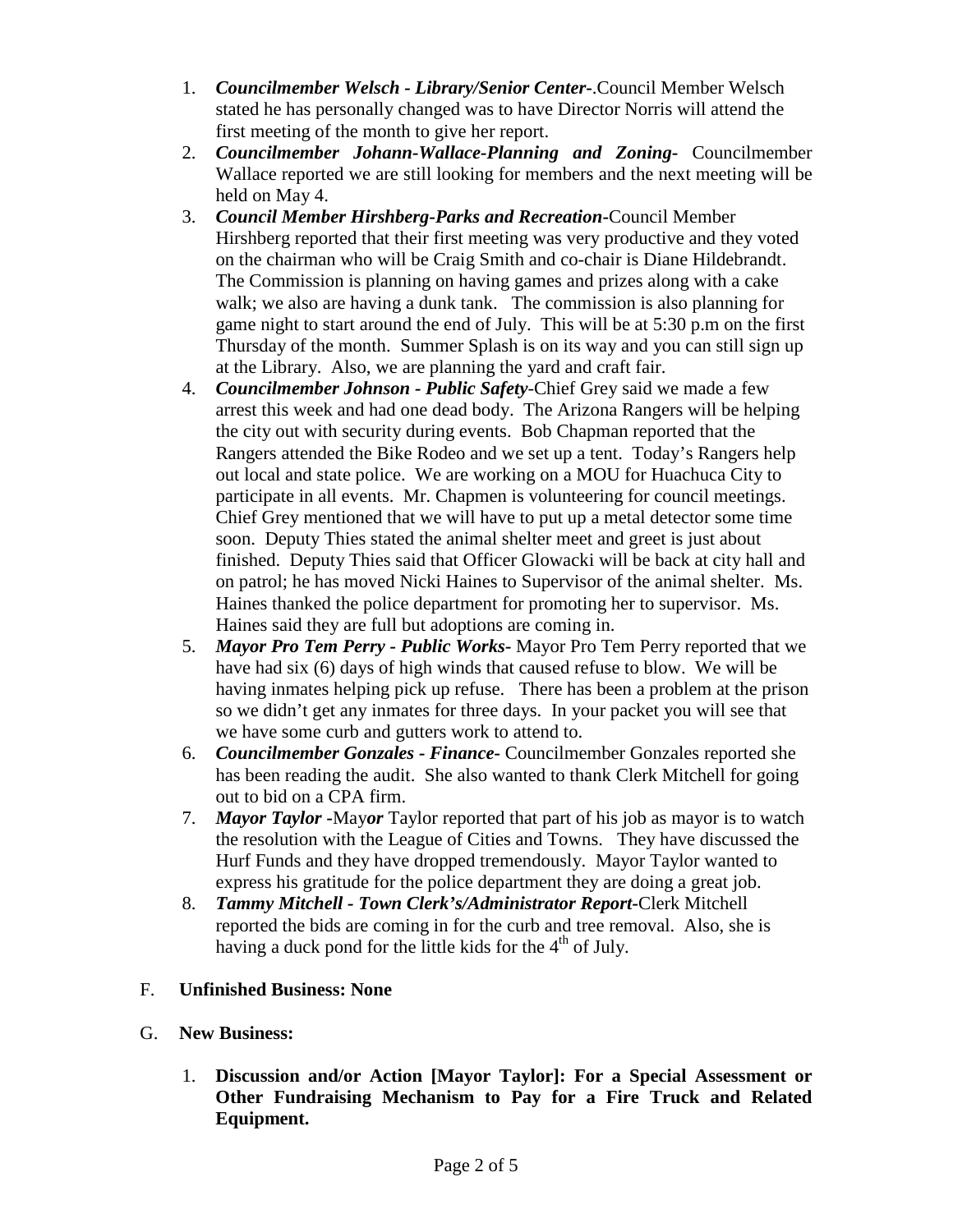1. ***Councilmember Welsch - Library/Senior Center-***.Council Member Welsch stated he has personally changed was to have Director Norris will attend the first meeting of the month to give her report.
2. ***Councilmember Johann-Wallace-Planning and Zoning-*** Councilmember Wallace reported we are still looking for members and the next meeting will be held on May 4.
3. ***Council Member Hirshberg-Parks and Recreation-***Council Member Hirshberg reported that their first meeting was very productive and they voted on the chairman who will be Craig Smith and co-chair is Diane Hildebrandt. The Commission is planning on having games and prizes along with a cake walk; we also are having a dunk tank. The commission is also planning for game night to start around the end of July. This will be at 5:30 p.m on the first Thursday of the month. Summer Splash is on its way and you can still sign up at the Library. Also, we are planning the yard and craft fair.
4. ***Councilmember Johnson - Public Safety-***Chief Grey said we made a few arrest this week and had one dead body. The Arizona Rangers will be helping the city out with security during events. Bob Chapman reported that the Rangers attended the Bike Rodeo and we set up a tent. Today's Rangers help out local and state police. We are working on a MOU for Huachuca City to participate in all events. Mr. Chapmen is volunteering for council meetings. Chief Grey mentioned that we will have to put up a metal detector some time soon. Deputy Thies stated the animal shelter meet and greet is just about finished. Deputy Thies said that Officer Glowacki will be back at city hall and on patrol; he has moved Nicki Haines to Supervisor of the animal shelter. Ms. Haines thanked the police department for promoting her to supervisor. Ms. Haines said they are full but adoptions are coming in.
5. ***Mayor Pro Tem Perry - Public Works-*** Mayor Pro Tem Perry reported that we have had six (6) days of high winds that caused refuse to blow. We will be having inmates helping pick up refuse. There has been a problem at the prison so we didn't get any inmates for three days. In your packet you will see that we have some curb and gutters work to attend to.
6. ***Councilmember Gonzales - Finance-*** Councilmember Gonzales reported she has been reading the audit. She also wanted to thank Clerk Mitchell for going out to bid on a CPA firm.
7. ***Mayor Taylor -***May***or*** Taylor reported that part of his job as mayor is to watch the resolution with the League of Cities and Towns. They have discussed the Hurf Funds and they have dropped tremendously. Mayor Taylor wanted to express his gratitude for the police department they are doing a great job.
8. ***Tammy Mitchell - Town Clerk's/Administrator Report-***Clerk Mitchell reported the bids are coming in for the curb and tree removal. Also, she is having a duck pond for the little kids for the 4th of July.

F. **Unfinished Business: None**

G. **New Business:**

1. **Discussion and/or Action [Mayor Taylor]: For a Special Assessment or Other Fundraising Mechanism to Pay for a Fire Truck and Related Equipment.**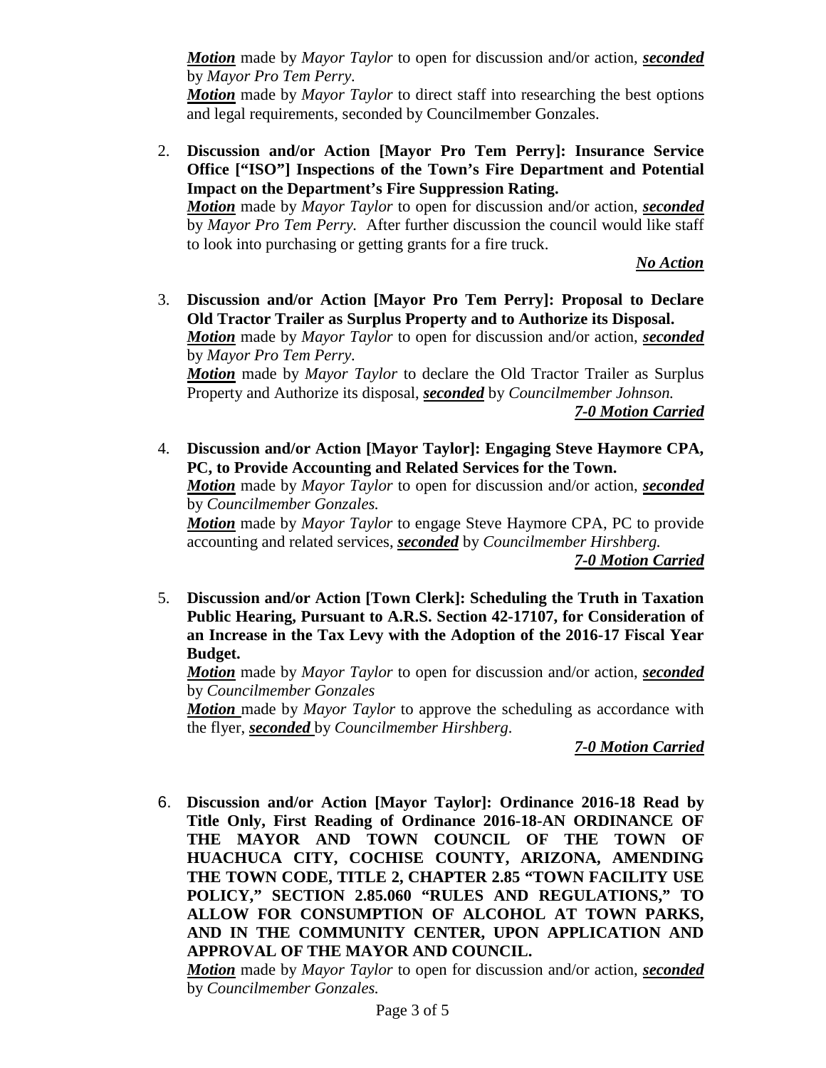***Motion*** made by *Mayor Taylor* to open for discussion and/or action, ***seconded*** by *Mayor Pro Tem Perry*.

***Motion*** made by *Mayor Taylor* to direct staff into researching the best options and legal requirements, seconded by Councilmember Gonzales.

2. **Discussion and/or Action [Mayor Pro Tem Perry]: Insurance Service Office ["ISO"] Inspections of the Town's Fire Department and Potential Impact on the Department's Fire Suppression Rating.**

   ***Motion*** made by *Mayor Taylor* to open for discussion and/or action, ***seconded*** by *Mayor Pro Tem Perry.* After further discussion the council would like staff to look into purchasing or getting grants for a fire truck.

   ***No Action***

3. **Discussion and/or Action [Mayor Pro Tem Perry]: Proposal to Declare Old Tractor Trailer as Surplus Property and to Authorize its Disposal.**

   ***Motion*** made by *Mayor Taylor* to open for discussion and/or action, ***seconded*** by *Mayor Pro Tem Perry*.

   ***Motion*** made by *Mayor Taylor* to declare the Old Tractor Trailer as Surplus Property and Authorize its disposal, ***seconded*** by *Councilmember Johnson.*

   ***7-0 Motion Carried***

4. **Discussion and/or Action [Mayor Taylor]: Engaging Steve Haymore CPA, PC, to Provide Accounting and Related Services for the Town.**

   ***Motion*** made by *Mayor Taylor* to open for discussion and/or action, ***seconded*** by *Councilmember Gonzales.*

   ***Motion*** made by *Mayor Taylor* to engage Steve Haymore CPA, PC to provide accounting and related services, ***seconded*** by *Councilmember Hirshberg.*

   ***7-0 Motion Carried***

5. **Discussion and/or Action [Town Clerk]: Scheduling the Truth in Taxation Public Hearing, Pursuant to A.R.S. Section 42-17107, for Consideration of an Increase in the Tax Levy with the Adoption of the 2016-17 Fiscal Year Budget.**

   ***Motion*** made by *Mayor Taylor* to open for discussion and/or action, ***seconded*** by *Councilmember Gonzales*

   ***Motion*** made by *Mayor Taylor* to approve the scheduling as accordance with the flyer, ***seconded*** by *Councilmember Hirshberg*.

   ***7-0 Motion Carried***

6. **Discussion and/or Action [Mayor Taylor]: Ordinance 2016-18 Read by Title Only, First Reading of Ordinance 2016-18-AN ORDINANCE OF THE MAYOR AND TOWN COUNCIL OF THE TOWN OF HUACHUCA CITY, COCHISE COUNTY, ARIZONA, AMENDING THE TOWN CODE, TITLE 2, CHAPTER 2.85 "TOWN FACILITY USE POLICY," SECTION 2.85.060 "RULES AND REGULATIONS," TO ALLOW FOR CONSUMPTION OF ALCOHOL AT TOWN PARKS, AND IN THE COMMUNITY CENTER, UPON APPLICATION AND APPROVAL OF THE MAYOR AND COUNCIL.**

   ***Motion*** made by *Mayor Taylor* to open for discussion and/or action, ***seconded*** by *Councilmember Gonzales.*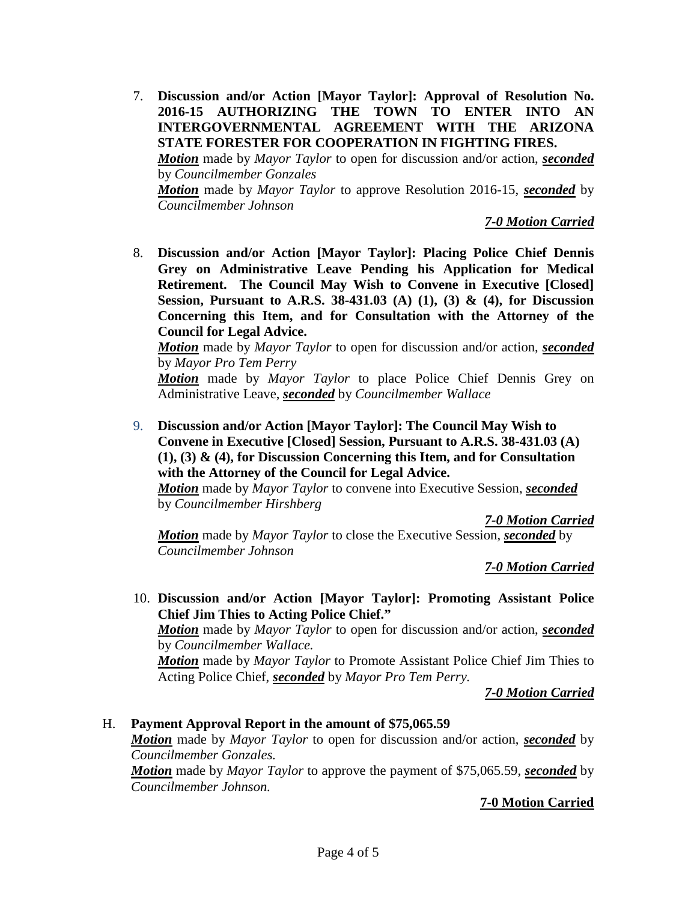7. **Discussion and/or Action [Mayor Taylor]: Approval of Resolution No. 2016-15 AUTHORIZING THE TOWN TO ENTER INTO AN INTERGOVERNMENTAL AGREEMENT WITH THE ARIZONA STATE FORESTER FOR COOPERATION IN FIGHTING FIRES.**
   ***Motion*** made by *Mayor Taylor* to open for discussion and/or action, ***seconded*** by *Councilmember Gonzales*
   ***Motion*** made by *Mayor Taylor* to approve Resolution 2016-15, ***seconded*** by *Councilmember Johnson*

   ***7-0 Motion Carried***

8. **Discussion and/or Action [Mayor Taylor]: Placing Police Chief Dennis Grey on Administrative Leave Pending his Application for Medical Retirement. The Council May Wish to Convene in Executive [Closed] Session, Pursuant to A.R.S. 38-431.03 (A) (1), (3) & (4), for Discussion Concerning this Item, and for Consultation with the Attorney of the Council for Legal Advice.**
   ***Motion*** made by *Mayor Taylor* to open for discussion and/or action, ***seconded*** by *Mayor Pro Tem Perry*
   ***Motion*** made by *Mayor Taylor* to place Police Chief Dennis Grey on Administrative Leave, ***seconded*** by *Councilmember Wallace*

9. **Discussion and/or Action [Mayor Taylor]: The Council May Wish to Convene in Executive [Closed] Session, Pursuant to A.R.S. 38-431.03 (A) (1), (3) & (4), for Discussion Concerning this Item, and for Consultation with the Attorney of the Council for Legal Advice.**
   ***Motion*** made by *Mayor Taylor* to convene into Executive Session, ***seconded*** by *Councilmember Hirshberg*

   ***7-0 Motion Carried***

   ***Motion*** made by *Mayor Taylor* to close the Executive Session, ***seconded*** by *Councilmember Johnson*

   ***7-0 Motion Carried***

10. **Discussion and/or Action [Mayor Taylor]: Promoting Assistant Police Chief Jim Thies to Acting Police Chief."**
    ***Motion*** made by *Mayor Taylor* to open for discussion and/or action, ***seconded*** by *Councilmember Wallace.*
    ***Motion*** made by *Mayor Taylor* to Promote Assistant Police Chief Jim Thies to Acting Police Chief, ***seconded*** by *Mayor Pro Tem Perry.*

    ***7-0 Motion Carried***

H. **Payment Approval Report in the amount of $75,065.59**
   ***Motion*** made by *Mayor Taylor* to open for discussion and/or action, ***seconded*** by *Councilmember Gonzales.*
   ***Motion*** made by *Mayor Taylor* to approve the payment of $75,065.59, ***seconded*** by *Councilmember Johnson.*

   **7-0 Motion Carried**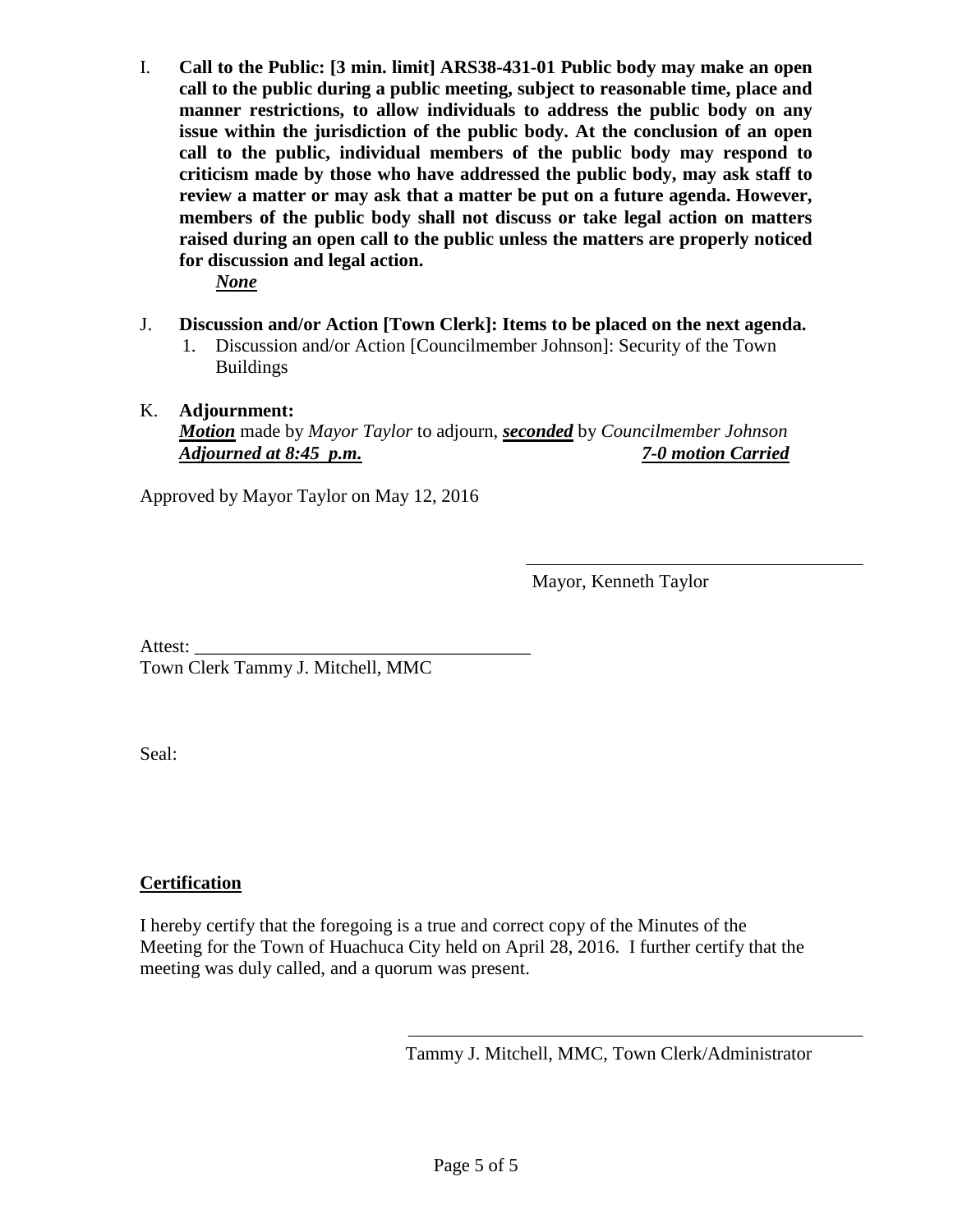I. **Call to the Public: [3 min. limit] ARS38-431-01 Public body may make an open call to the public during a public meeting, subject to reasonable time, place and manner restrictions, to allow individuals to address the public body on any issue within the jurisdiction of the public body. At the conclusion of an open call to the public, individual members of the public body may respond to criticism made by those who have addressed the public body, may ask staff to review a matter or may ask that a matter be put on a future agenda. However, members of the public body shall not discuss or take legal action on matters raised during an open call to the public unless the matters are properly noticed for discussion and legal action.**

   ***None***

J. **Discussion and/or Action [Town Clerk]: Items to be placed on the next agenda.**
   1. Discussion and/or Action [Councilmember Johnson]: Security of the Town Buildings

K. **Adjournment:**
   ***Motion*** made by *Mayor Taylor* to adjourn, ***seconded*** by *Councilmember Johnson*
   ***Adjourned at 8:45 p.m.*** ***7-0 motion Carried***

Approved by Mayor Taylor on May 12, 2016

\_\_\_\_\_\_\_\_\_\_\_\_\_\_\_\_\_\_\_\_\_\_\_\_\_\_\_\_\_\_\_\_\_\_\_\_\_
Mayor, Kenneth Taylor

Attest: \_\_\_\_\_\_\_\_\_\_\_\_\_\_\_\_\_\_\_\_\_\_\_\_\_\_\_\_\_\_\_\_\_\_\_\_\_
Town Clerk Tammy J. Mitchell, MMC

Seal:

**Certification**

I hereby certify that the foregoing is a true and correct copy of the Minutes of the Meeting for the Town of Huachuca City held on April 28, 2016. I further certify that the meeting was duly called, and a quorum was present.

\_\_\_\_\_\_\_\_\_\_\_\_\_\_\_\_\_\_\_\_\_\_\_\_\_\_\_\_\_\_\_\_\_\_\_\_\_\_\_\_\_\_\_\_\_\_\_\_
Tammy J. Mitchell, MMC, Town Clerk/Administrator